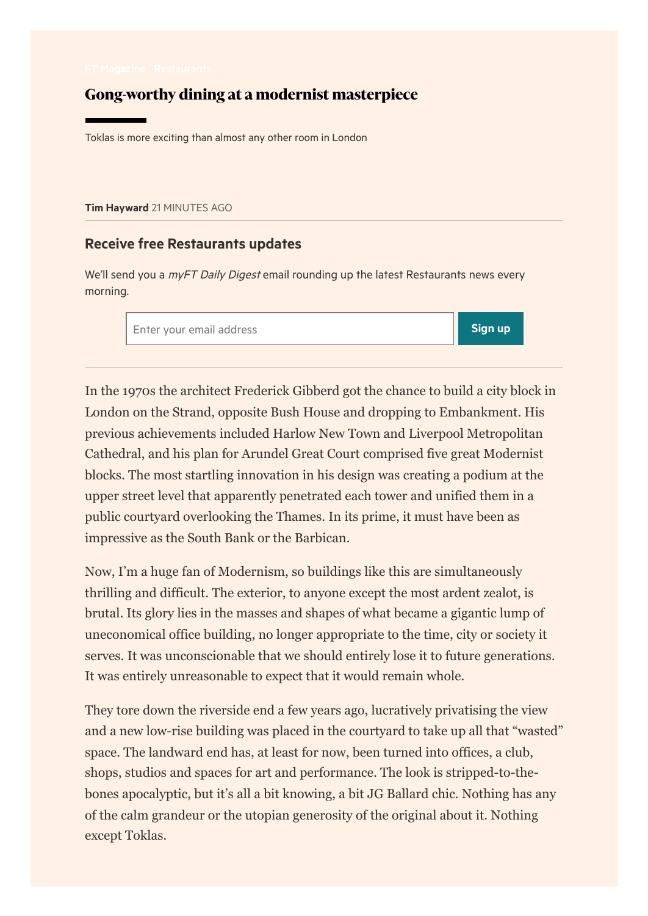FT Magazine Restaurants

# Gong-worthy dining at a modernist masterpiece

Toklas is more exciting than almost any other room in London

**Tim Hayward** 21 MINUTES AGO

## Receive free Restaurants updates

We'll send you a *myFT Daily Digest* email rounding up the latest Restaurants news every morning.

Enter your email address | **Sign up**

In the 1970s the architect Frederick Gibberd got the chance to build a city block in London on the Strand, opposite Bush House and dropping to Embankment. His previous achievements included Harlow New Town and Liverpool Metropolitan Cathedral, and his plan for Arundel Great Court comprised five great Modernist blocks. The most startling innovation in his design was creating a podium at the upper street level that apparently penetrated each tower and unified them in a public courtyard overlooking the Thames. In its prime, it must have been as impressive as the South Bank or the Barbican.

Now, I'm a huge fan of Modernism, so buildings like this are simultaneously thrilling and difficult. The exterior, to anyone except the most ardent zealot, is brutal. Its glory lies in the masses and shapes of what became a gigantic lump of uneconomical office building, no longer appropriate to the time, city or society it serves. It was unconscionable that we should entirely lose it to future generations. It was entirely unreasonable to expect that it would remain whole.

They tore down the riverside end a few years ago, lucratively privatising the view and a new low-rise building was placed in the courtyard to take up all that "wasted" space. The landward end has, at least for now, been turned into offices, a club, shops, studios and spaces for art and performance. The look is stripped-to-the-bones apocalyptic, but it's all a bit knowing, a bit JG Ballard chic. Nothing has any of the calm grandeur or the utopian generosity of the original about it. Nothing except Toklas.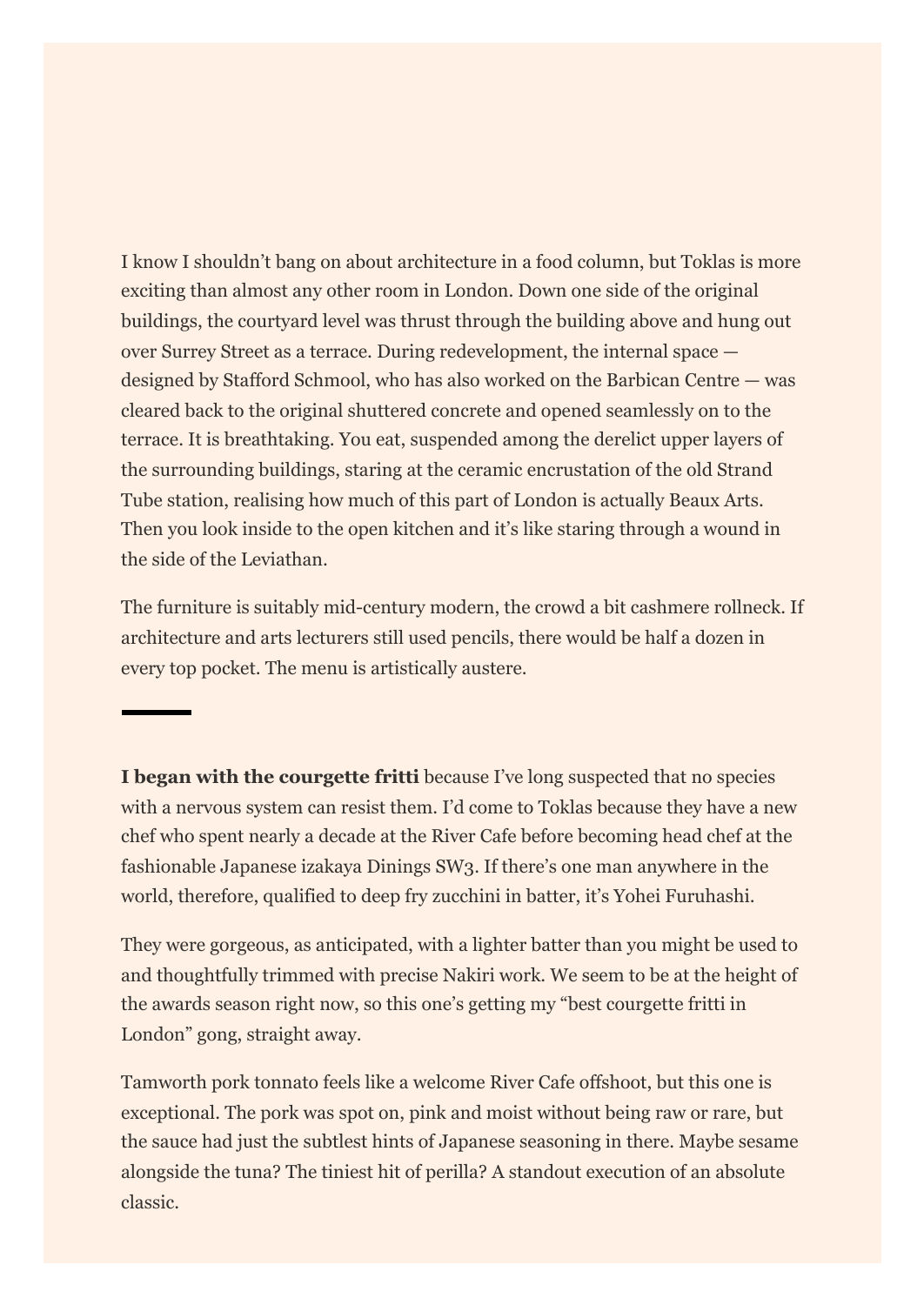I know I shouldn't bang on about architecture in a food column, but Toklas is more exciting than almost any other room in London. Down one side of the original buildings, the courtyard level was thrust through the building above and hung out over Surrey Street as a terrace. During redevelopment, the internal space — designed by Stafford Schmool, who has also worked on the Barbican Centre — was cleared back to the original shuttered concrete and opened seamlessly on to the terrace. It is breathtaking. You eat, suspended among the derelict upper layers of the surrounding buildings, staring at the ceramic encrustation of the old Strand Tube station, realising how much of this part of London is actually Beaux Arts. Then you look inside to the open kitchen and it's like staring through a wound in the side of the Leviathan.

The furniture is suitably mid-century modern, the crowd a bit cashmere rollneck. If architecture and arts lecturers still used pencils, there would be half a dozen in every top pocket. The menu is artistically austere.

---

**I began with the courgette fritti** because I've long suspected that no species with a nervous system can resist them. I'd come to Toklas because they have a new chef who spent nearly a decade at the River Cafe before becoming head chef at the fashionable Japanese izakaya Dinings SW3. If there's one man anywhere in the world, therefore, qualified to deep fry zucchini in batter, it's Yohei Furuhashi.

They were gorgeous, as anticipated, with a lighter batter than you might be used to and thoughtfully trimmed with precise Nakiri work. We seem to be at the height of the awards season right now, so this one's getting my "best courgette fritti in London" gong, straight away.

Tamworth pork tonnato feels like a welcome River Cafe offshoot, but this one is exceptional. The pork was spot on, pink and moist without being raw or rare, but the sauce had just the subtlest hints of Japanese seasoning in there. Maybe sesame alongside the tuna? The tiniest hit of perilla? A standout execution of an absolute classic.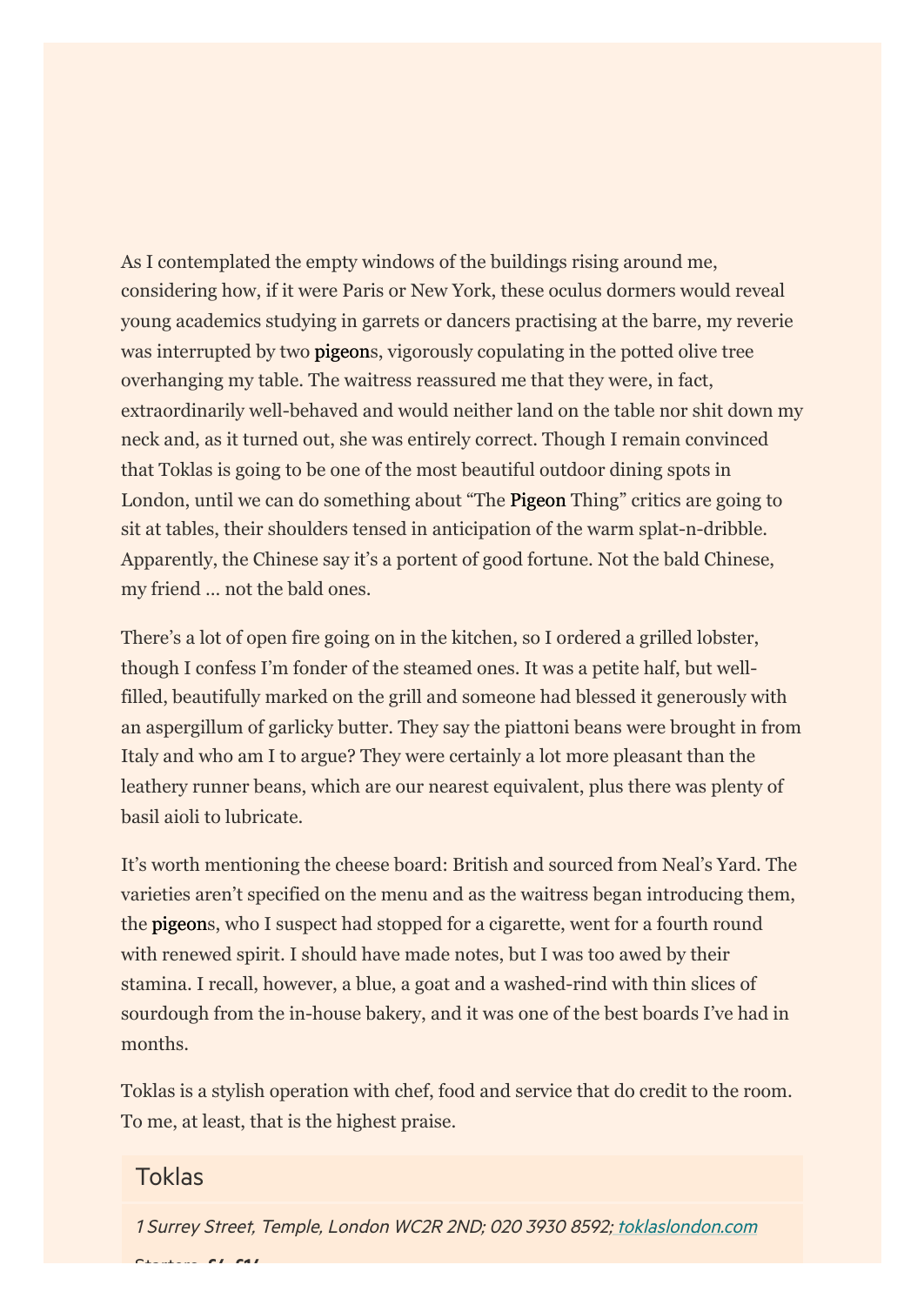As I contemplated the empty windows of the buildings rising around me, considering how, if it were Paris or New York, these oculus dormers would reveal young academics studying in garrets or dancers practising at the barre, my reverie was interrupted by two pigeons, vigorously copulating in the potted olive tree overhanging my table. The waitress reassured me that they were, in fact, extraordinarily well-behaved and would neither land on the table nor shit down my neck and, as it turned out, she was entirely correct. Though I remain convinced that Toklas is going to be one of the most beautiful outdoor dining spots in London, until we can do something about "The Pigeon Thing" critics are going to sit at tables, their shoulders tensed in anticipation of the warm splat-n-dribble. Apparently, the Chinese say it's a portent of good fortune. Not the bald Chinese, my friend … not the bald ones.

There's a lot of open fire going on in the kitchen, so I ordered a grilled lobster, though I confess I'm fonder of the steamed ones. It was a petite half, but well-filled, beautifully marked on the grill and someone had blessed it generously with an aspergillum of garlicky butter. They say the piattoni beans were brought in from Italy and who am I to argue? They were certainly a lot more pleasant than the leathery runner beans, which are our nearest equivalent, plus there was plenty of basil aioli to lubricate.

It's worth mentioning the cheese board: British and sourced from Neal's Yard. The varieties aren't specified on the menu and as the waitress began introducing them, the pigeons, who I suspect had stopped for a cigarette, went for a fourth round with renewed spirit. I should have made notes, but I was too awed by their stamina. I recall, however, a blue, a goat and a washed-rind with thin slices of sourdough from the in-house bakery, and it was one of the best boards I've had in months.

Toklas is a stylish operation with chef, food and service that do credit to the room. To me, at least, that is the highest praise.

## Toklas

*1 Surrey Street, Temple, London WC2R 2ND; 020 3930 8592; toklaslondon.com*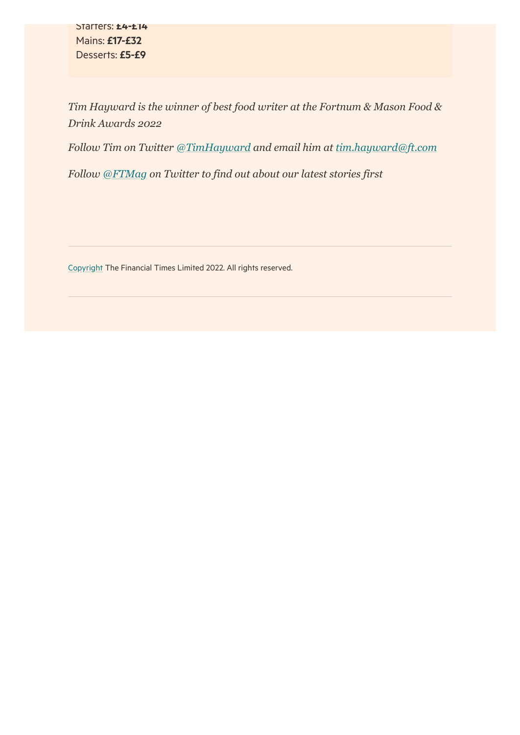Starters: **£4-£14**
Mains: **£17-£32**
Desserts: **£5-£9**

*Tim Hayward is the winner of best food writer at the Fortnum & Mason Food & Drink Awards 2022*

*Follow Tim on Twitter @TimHayward and email him at tim.hayward@ft.com*

*Follow @FTMag on Twitter to find out about our latest stories first*

---

Copyright The Financial Times Limited 2022. All rights reserved.

---